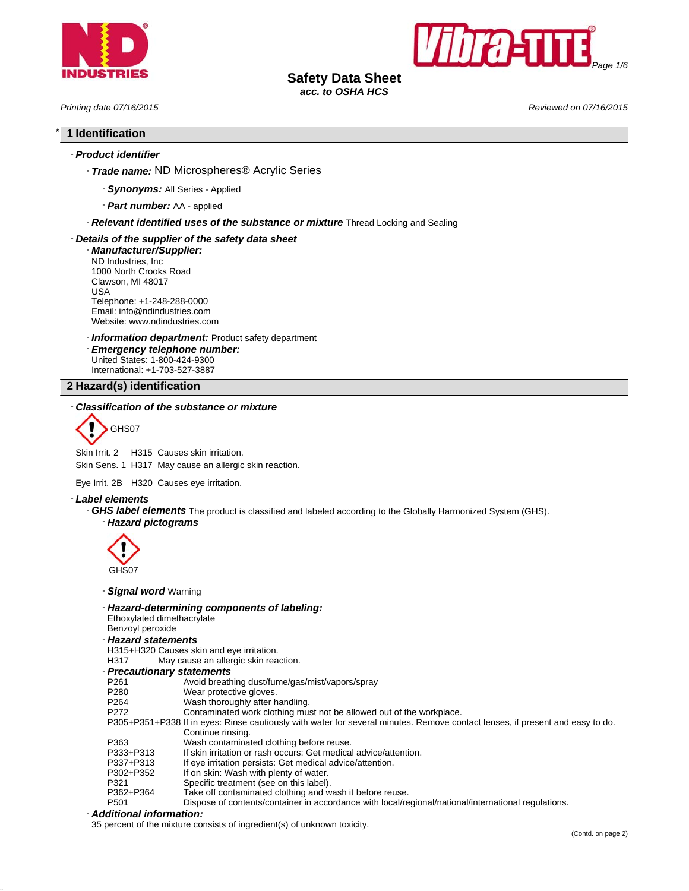# Safety Data Sheet

*acc. to OSHA HCS*

*Printing date 07/16/2015* *Reviewed on 07/16/2015*

## * 1 Identification

- ***Product identifier***
  - ***Trade name:*** ND Microspheres® Acrylic Series
    - ***Synonyms:*** All Series - Applied
    - ***Part number:*** AA - applied
  - ***Relevant identified uses of the substance or mixture*** Thread Locking and Sealing
- ***Details of the supplier of the safety data sheet***
  - ***Manufacturer/Supplier:***
    ND Industries, Inc
    1000 North Crooks Road
    Clawson, MI 48017
    USA
    Telephone: +1-248-288-0000
    Email: info@ndindustries.com
    Website: www.ndindustries.com
  - ***Information department:*** Product safety department
  - ***Emergency telephone number:***
    United States: 1-800-424-9300
    International: +1-703-527-3887

## 2 Hazard(s) identification

- ***Classification of the substance or mixture***

GHS07

Skin Irrit. 2 H315 Causes skin irritation.

Skin Sens. 1 H317 May cause an allergic skin reaction.

Eye Irrit. 2B H320 Causes eye irritation.

- ***Label elements***
  - ***GHS label elements*** The product is classified and labeled according to the Globally Harmonized System (GHS).
    - ***Hazard pictograms***

      GHS07

    - ***Signal word*** Warning
    - ***Hazard-determining components of labeling:***
      Ethoxylated dimethacrylate
      Benzoyl peroxide
    - ***Hazard statements***
      H315+H320 Causes skin and eye irritation.
      H317 May cause an allergic skin reaction.
    - ***Precautionary statements***
      P261 Avoid breathing dust/fume/gas/mist/vapors/spray
      P280 Wear protective gloves.
      P264 Wash thoroughly after handling.
      P272 Contaminated work clothing must not be allowed out of the workplace.
      P305+P351+P338 If in eyes: Rinse cautiously with water for several minutes. Remove contact lenses, if present and easy to do. Continue rinsing.
      P363 Wash contaminated clothing before reuse.
      P333+P313 If skin irritation or rash occurs: Get medical advice/attention.
      P337+P313 If eye irritation persists: Get medical advice/attention.
      P302+P352 If on skin: Wash with plenty of water.
      P321 Specific treatment (see on this label).
      P362+P364 Take off contaminated clothing and wash it before reuse.
      P501 Dispose of contents/container in accordance with local/regional/national/international regulations.
  - ***Additional information:***
    35 percent of the mixture consists of ingredient(s) of unknown toxicity.

(Contd. on page 2)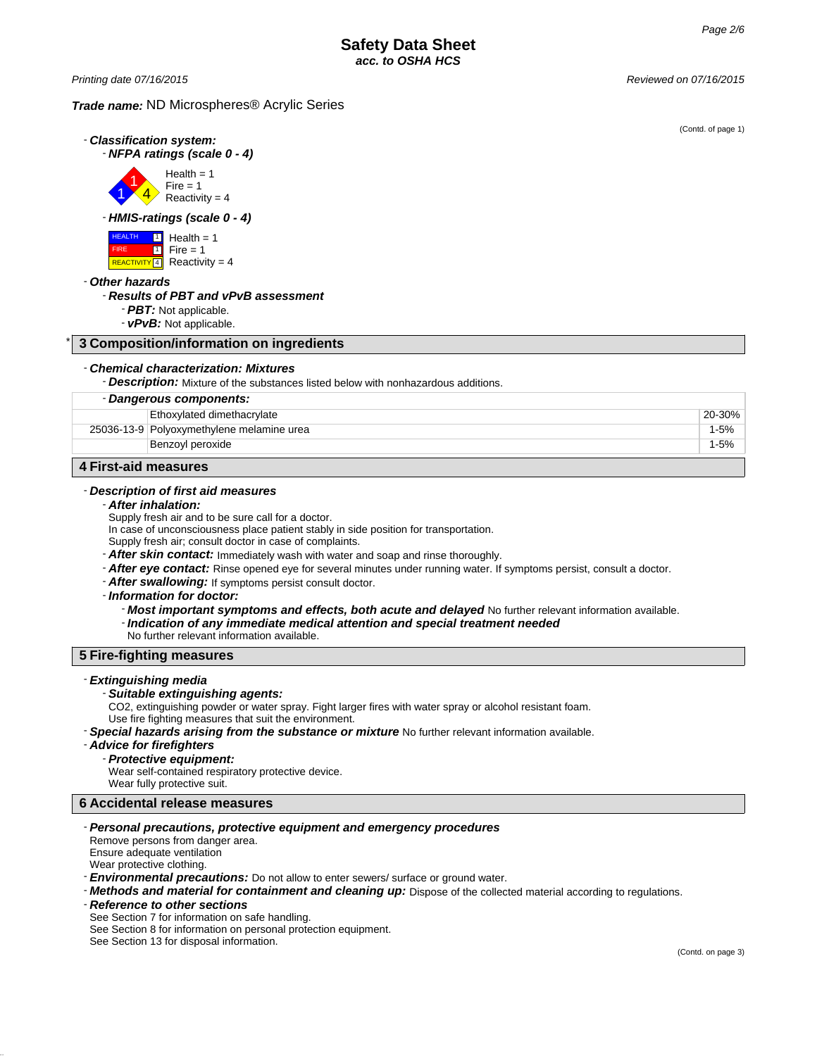**Trade name:** ND Microspheres® Acrylic Series

(Contd. of page 1)

- ***Classification system:***
  - ***NFPA ratings (scale 0 - 4)***

    Health = 1
    Fire = 1
    Reactivity = 4

  - ***HMIS-ratings (scale 0 - 4)***

    HEALTH 1 Health = 1
    FIRE 1 Fire = 1
    REACTIVITY 4 Reactivity = 4

- ***Other hazards***
  - ***Results of PBT and vPvB assessment***
    - ***PBT:*** Not applicable.
    - ***vPvB:*** Not applicable.

## * 3 Composition/information on ingredients

- ***Chemical characterization: Mixtures***
  - ***Description:*** Mixture of the substances listed below with nonhazardous additions.

| - Dangerous components: | | |
|---|---|---|
| | Ethoxylated dimethacrylate | 20-30% |
| 25036-13-9 | Polyoxymethylene melamine urea | 1-5% |
| | Benzoyl peroxide | 1-5% |

## 4 First-aid measures

- ***Description of first aid measures***
  - ***After inhalation:***
    Supply fresh air and to be sure call for a doctor.
    In case of unconsciousness place patient stably in side position for transportation.
    Supply fresh air; consult doctor in case of complaints.
  - ***After skin contact:*** Immediately wash with water and soap and rinse thoroughly.
  - ***After eye contact:*** Rinse opened eye for several minutes under running water. If symptoms persist, consult a doctor.
  - ***After swallowing:*** If symptoms persist consult doctor.
  - ***Information for doctor:***
    - ***Most important symptoms and effects, both acute and delayed*** No further relevant information available.
    - ***Indication of any immediate medical attention and special treatment needed***
      No further relevant information available.

## 5 Fire-fighting measures

- ***Extinguishing media***
  - ***Suitable extinguishing agents:***
    $CO_2$, extinguishing powder or water spray. Fight larger fires with water spray or alcohol resistant foam.
    Use fire fighting measures that suit the environment.
- ***Special hazards arising from the substance or mixture*** No further relevant information available.
- ***Advice for firefighters***
  - ***Protective equipment:***
    Wear self-contained respiratory protective device.
    Wear fully protective suit.

## 6 Accidental release measures

- ***Personal precautions, protective equipment and emergency procedures***
  Remove persons from danger area.
  Ensure adequate ventilation
  Wear protective clothing.
- ***Environmental precautions:*** Do not allow to enter sewers/ surface or ground water.
- ***Methods and material for containment and cleaning up:*** Dispose of the collected material according to regulations.
- ***Reference to other sections***
  See Section 7 for information on safe handling.
  See Section 8 for information on personal protection equipment.
  See Section 13 for disposal information.

(Contd. on page 3)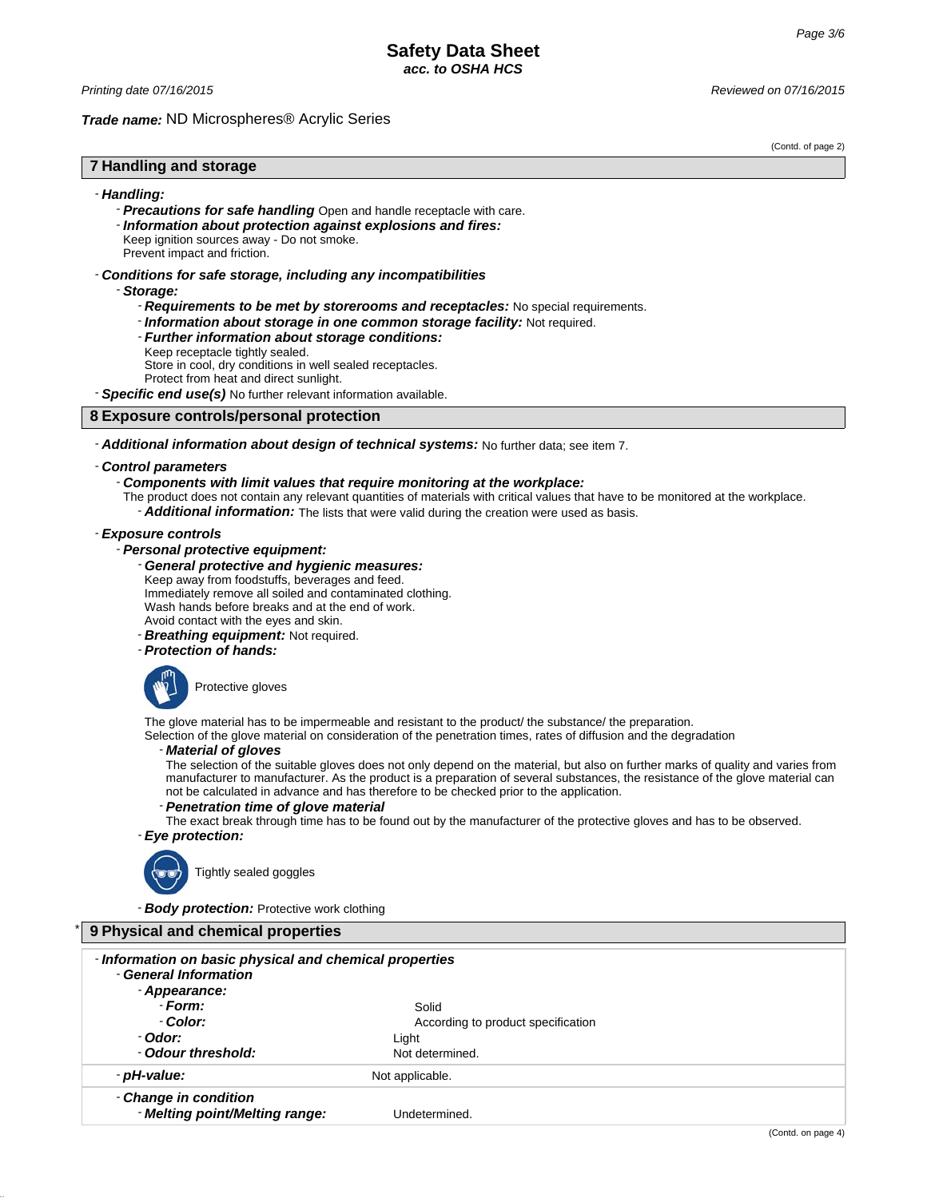**Trade name:** ND Microspheres® Acrylic Series

(Contd. of page 2)

## 7 Handling and storage

- ***Handling:***
  - ***Precautions for safe handling*** Open and handle receptacle with care.
  - ***Information about protection against explosions and fires:***
    Keep ignition sources away - Do not smoke.
    Prevent impact and friction.
- ***Conditions for safe storage, including any incompatibilities***
  - ***Storage:***
    - ***Requirements to be met by storerooms and receptacles:*** No special requirements.
    - ***Information about storage in one common storage facility:*** Not required.
    - ***Further information about storage conditions:***
      Keep receptacle tightly sealed.
      Store in cool, dry conditions in well sealed receptacles.
      Protect from heat and direct sunlight.
- ***Specific end use(s)*** No further relevant information available.

## 8 Exposure controls/personal protection

- ***Additional information about design of technical systems:*** No further data; see item 7.
- ***Control parameters***
  - ***Components with limit values that require monitoring at the workplace:***
    The product does not contain any relevant quantities of materials with critical values that have to be monitored at the workplace.
    - ***Additional information:*** The lists that were valid during the creation were used as basis.
- ***Exposure controls***
  - ***Personal protective equipment:***
    - ***General protective and hygienic measures:***
      Keep away from foodstuffs, beverages and feed.
      Immediately remove all soiled and contaminated clothing.
      Wash hands before breaks and at the end of work.
      Avoid contact with the eyes and skin.
    - ***Breathing equipment:*** Not required.
    - ***Protection of hands:***

      Protective gloves

      The glove material has to be impermeable and resistant to the product/ the substance/ the preparation.
      Selection of the glove material on consideration of the penetration times, rates of diffusion and the degradation
      - ***Material of gloves***
        The selection of the suitable gloves does not only depend on the material, but also on further marks of quality and varies from manufacturer to manufacturer. As the product is a preparation of several substances, the resistance of the glove material can not be calculated in advance and has therefore to be checked prior to the application.
      - ***Penetration time of glove material***
        The exact break through time has to be found out by the manufacturer of the protective gloves and has to be observed.
    - ***Eye protection:***

      Tightly sealed goggles

    - ***Body protection:*** Protective work clothing

## * 9 Physical and chemical properties

- ***Information on basic physical and chemical properties***
  - ***General Information***
    - ***Appearance:***
      - ***Form:*** Solid
      - ***Color:*** According to product specification
    - ***Odor:*** Light
    - ***Odour threshold:*** Not determined.
  - ***pH-value:*** Not applicable.
  - ***Change in condition***
    - ***Melting point/Melting range:*** Undetermined.

(Contd. on page 4)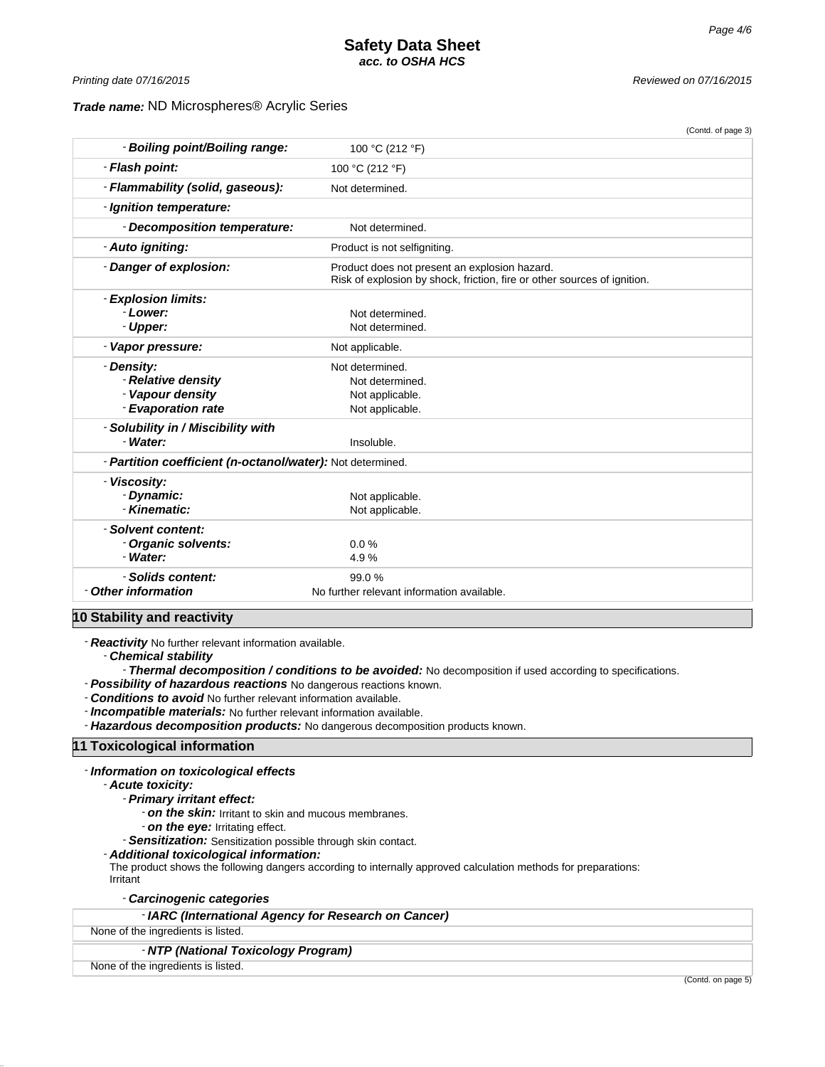**Trade name:** ND Microspheres® Acrylic Series

(Contd. of page 3)

| Property | Value |
|---|---|
| - **Boiling point/Boiling range:** | 100 °C (212 °F) |
| - **Flash point:** | 100 °C (212 °F) |
| - **Flammability (solid, gaseous):** | Not determined. |
| - **Ignition temperature:** | |
| - **Decomposition temperature:** | Not determined. |
| - **Auto igniting:** | Product is not selfigniting. |
| - **Danger of explosion:** | Product does not present an explosion hazard. Risk of explosion by shock, friction, fire or other sources of ignition. |
| - **Explosion limits:** | |
| - **Lower:** | Not determined. |
| - **Upper:** | Not determined. |
| - **Vapor pressure:** | Not applicable. |
| - **Density:** | Not determined. |
| - **Relative density** | Not determined. |
| - **Vapour density** | Not applicable. |
| - **Evaporation rate** | Not applicable. |
| - **Solubility in / Miscibility with** | |
| - **Water:** | Insoluble. |
| - **Partition coefficient (n-octanol/water):** | Not determined. |
| - **Viscosity:** | |
| - **Dynamic:** | Not applicable. |
| - **Kinematic:** | Not applicable. |
| - **Solvent content:** | |
| - **Organic solvents:** | 0.0 % |
| - **Water:** | 4.9 % |
| - **Solids content:** | 99.0 % |
| - **Other information** | No further relevant information available. |

## 10 Stability and reactivity

- **Reactivity** No further relevant information available.
- **Chemical stability**
  - **Thermal decomposition / conditions to be avoided:** No decomposition if used according to specifications.
- **Possibility of hazardous reactions** No dangerous reactions known.
- **Conditions to avoid** No further relevant information available.
- **Incompatible materials:** No further relevant information available.
- **Hazardous decomposition products:** No dangerous decomposition products known.

## 11 Toxicological information

- **Information on toxicological effects**
  - **Acute toxicity:**
    - **Primary irritant effect:**
      - **on the skin:** Irritant to skin and mucous membranes.
      - **on the eye:** Irritating effect.
    - **Sensitization:** Sensitization possible through skin contact.
  - **Additional toxicological information:**

    The product shows the following dangers according to internally approved calculation methods for preparations:
    Irritant

  - **Carcinogenic categories**

| - **IARC (International Agency for Research on Cancer)** |
|---|
| None of the ingredients is listed. |

| - **NTP (National Toxicology Program)** |
|---|
| None of the ingredients is listed. |

(Contd. on page 5)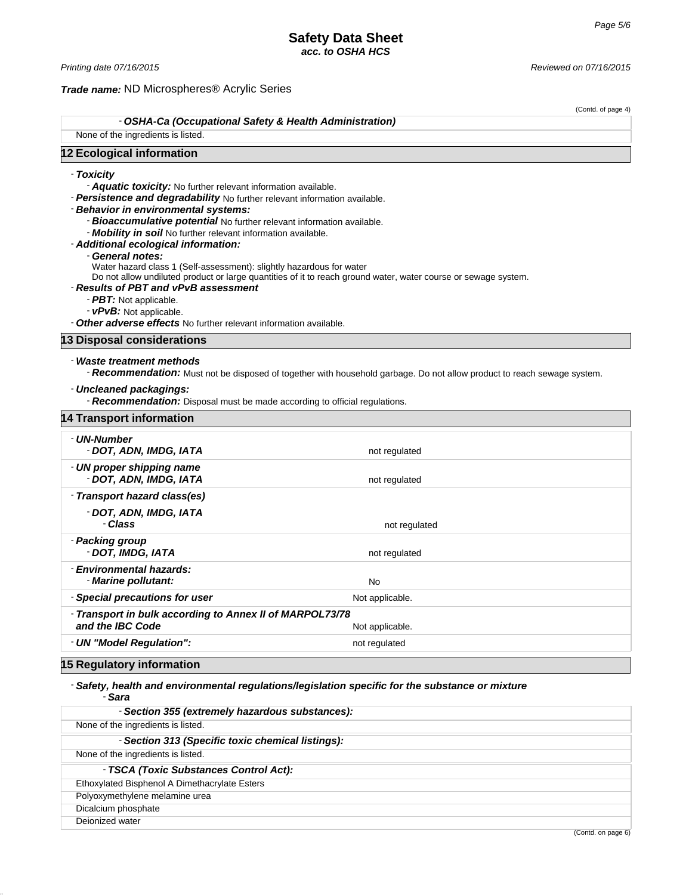(Contd. of page 4)

- ***OSHA-Ca (Occupational Safety & Health Administration)***

None of the ingredients is listed.

## 12 Ecological information

- ***Toxicity***
  - ***Aquatic toxicity:*** No further relevant information available.
- ***Persistence and degradability*** No further relevant information available.
- ***Behavior in environmental systems:***
  - ***Bioaccumulative potential*** No further relevant information available.
  - ***Mobility in soil*** No further relevant information available.
- ***Additional ecological information:***
  - ***General notes:***
    Water hazard class 1 (Self-assessment): slightly hazardous for water
    Do not allow undiluted product or large quantities of it to reach ground water, water course or sewage system.
- ***Results of PBT and vPvB assessment***
  - ***PBT:*** Not applicable.
  - ***vPvB:*** Not applicable.
- ***Other adverse effects*** No further relevant information available.

## 13 Disposal considerations

- ***Waste treatment methods***
  - ***Recommendation:*** Must not be disposed of together with household garbage. Do not allow product to reach sewage system.
- ***Uncleaned packagings:***
  - ***Recommendation:*** Disposal must be made according to official regulations.

## 14 Transport information

| | |
|---|---|
| - ***UN-Number*** | |
| - ***DOT, ADN, IMDG, IATA*** | not regulated |
| - ***UN proper shipping name*** | |
| - ***DOT, ADN, IMDG, IATA*** | not regulated |
| - ***Transport hazard class(es)*** | |
| - ***DOT, ADN, IMDG, IATA*** | |
| - ***Class*** | not regulated |
| - ***Packing group*** | |
| - ***DOT, IMDG, IATA*** | not regulated |
| - ***Environmental hazards:*** | |
| - ***Marine pollutant:*** | No |
| - ***Special precautions for user*** | Not applicable. |
| - ***Transport in bulk according to Annex II of MARPOL73/78 and the IBC Code*** | Not applicable. |
| - ***UN "Model Regulation":*** | not regulated |

## 15 Regulatory information

- ***Safety, health and environmental regulations/legislation specific for the substance or mixture***
  - ***Sara***

- ***Section 355 (extremely hazardous substances):***

None of the ingredients is listed.

- ***Section 313 (Specific toxic chemical listings):***

None of the ingredients is listed.

- ***TSCA (Toxic Substances Control Act):***

Ethoxylated Bisphenol A Dimethacrylate Esters
Polyoxymethylene melamine urea
Dicalcium phosphate
Deionized water

(Contd. on page 6)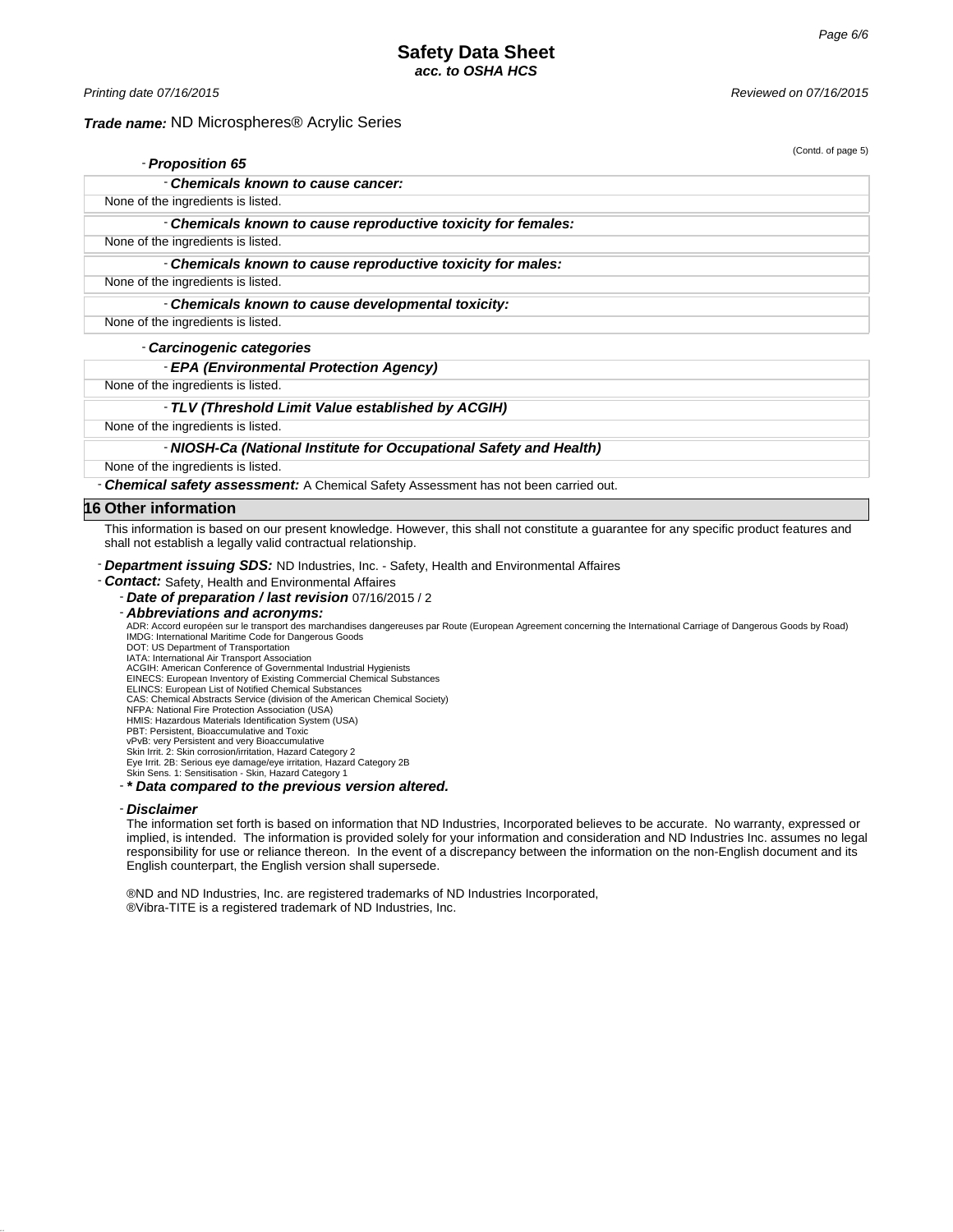(Contd. of page 5)

- ***Proposition 65***

| - ***Chemicals known to cause cancer:*** |
|---|
| None of the ingredients is listed. |

| - ***Chemicals known to cause reproductive toxicity for females:*** |
|---|
| None of the ingredients is listed. |

| - ***Chemicals known to cause reproductive toxicity for males:*** |
|---|
| None of the ingredients is listed. |

| - ***Chemicals known to cause developmental toxicity:*** |
|---|
| None of the ingredients is listed. |

- ***Carcinogenic categories***

| - ***EPA (Environmental Protection Agency)*** |
|---|
| None of the ingredients is listed. |

| - ***TLV (Threshold Limit Value established by ACGIH)*** |
|---|
| None of the ingredients is listed. |

| - ***NIOSH-Ca (National Institute for Occupational Safety and Health)*** |
|---|
| None of the ingredients is listed. |

- ***Chemical safety assessment:*** A Chemical Safety Assessment has not been carried out.

## 16 Other information

This information is based on our present knowledge. However, this shall not constitute a guarantee for any specific product features and shall not establish a legally valid contractual relationship.

- ***Department issuing SDS:*** ND Industries, Inc. - Safety, Health and Environmental Affaires
- ***Contact:*** Safety, Health and Environmental Affaires
  - ***Date of preparation / last revision*** 07/16/2015 / 2
  - ***Abbreviations and acronyms:***
    ADR: Accord européen sur le transport des marchandises dangereuses par Route (European Agreement concerning the International Carriage of Dangerous Goods by Road)
    IMDG: International Maritime Code for Dangerous Goods
    DOT: US Department of Transportation
    IATA: International Air Transport Association
    ACGIH: American Conference of Governmental Industrial Hygienists
    EINECS: European Inventory of Existing Commercial Chemical Substances
    ELINCS: European List of Notified Chemical Substances
    CAS: Chemical Abstracts Service (division of the American Chemical Society)
    NFPA: National Fire Protection Association (USA)
    HMIS: Hazardous Materials Identification System (USA)
    PBT: Persistent, Bioaccumulative and Toxic
    vPvB: very Persistent and very Bioaccumulative
    Skin Irrit. 2: Skin corrosion/irritation, Hazard Category 2
    Eye Irrit. 2B: Serious eye damage/eye irritation, Hazard Category 2B
    Skin Sens. 1: Sensitisation - Skin, Hazard Category 1
  - ***\* Data compared to the previous version altered.***
  - ***Disclaimer***
    The information set forth is based on information that ND Industries, Incorporated believes to be accurate. No warranty, expressed or implied, is intended. The information is provided solely for your information and consideration and ND Industries Inc. assumes no legal responsibility for use or reliance thereon. In the event of a discrepancy between the information on the non-English document and its English counterpart, the English version shall supersede.

    ®ND and ND Industries, Inc. are registered trademarks of ND Industries Incorporated,
    ®Vibra-TITE is a registered trademark of ND Industries, Inc.